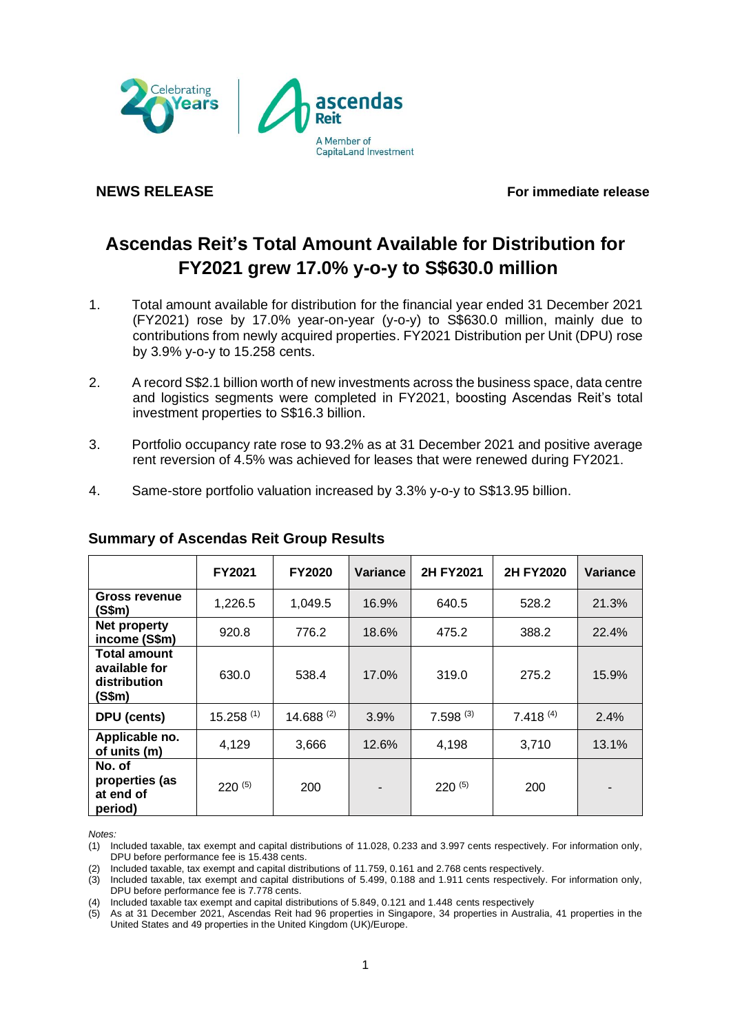**NEWS RELEASE** **For immediate release**

# Ascendas Reit's Total Amount Available for Distribution for FY2021 grew 17.0% y-o-y to S$630.0 million

1. Total amount available for distribution for the financial year ended 31 December 2021 (FY2021) rose by 17.0% year-on-year (y-o-y) to S$630.0 million, mainly due to contributions from newly acquired properties. FY2021 Distribution per Unit (DPU) rose by 3.9% y-o-y to 15.258 cents.

2. A record S$2.1 billion worth of new investments across the business space, data centre and logistics segments were completed in FY2021, boosting Ascendas Reit's total investment properties to S$16.3 billion.

3. Portfolio occupancy rate rose to 93.2% as at 31 December 2021 and positive average rent reversion of 4.5% was achieved for leases that were renewed during FY2021.

4. Same-store portfolio valuation increased by 3.3% y-o-y to S$13.95 billion.

## Summary of Ascendas Reit Group Results

| | FY2021 | FY2020 | Variance | 2H FY2021 | 2H FY2020 | Variance |
|---|---|---|---|---|---|---|
| **Gross revenue (S$m)** | 1,226.5 | 1,049.5 | 16.9% | 640.5 | 528.2 | 21.3% |
| **Net property income (S$m)** | 920.8 | 776.2 | 18.6% | 475.2 | 388.2 | 22.4% |
| **Total amount available for distribution (S$m)** | 630.0 | 538.4 | 17.0% | 319.0 | 275.2 | 15.9% |
| **DPU (cents)** | 15.258 (1) | 14.688 (2) | 3.9% | 7.598 (3) | 7.418 (4) | 2.4% |
| **Applicable no. of units (m)** | 4,129 | 3,666 | 12.6% | 4,198 | 3,710 | 13.1% |
| **No. of properties (as at end of period)** | 220 (5) | 200 | - | 220 (5) | 200 | - |

*Notes:*

(1) Included taxable, tax exempt and capital distributions of 11.028, 0.233 and 3.997 cents respectively. For information only, DPU before performance fee is 15.438 cents.
(2) Included taxable, tax exempt and capital distributions of 11.759, 0.161 and 2.768 cents respectively.
(3) Included taxable, tax exempt and capital distributions of 5.499, 0.188 and 1.911 cents respectively. For information only, DPU before performance fee is 7.778 cents.
(4) Included taxable tax exempt and capital distributions of 5.849, 0.121 and 1.448 cents respectively
(5) As at 31 December 2021, Ascendas Reit had 96 properties in Singapore, 34 properties in Australia, 41 properties in the United States and 49 properties in the United Kingdom (UK)/Europe.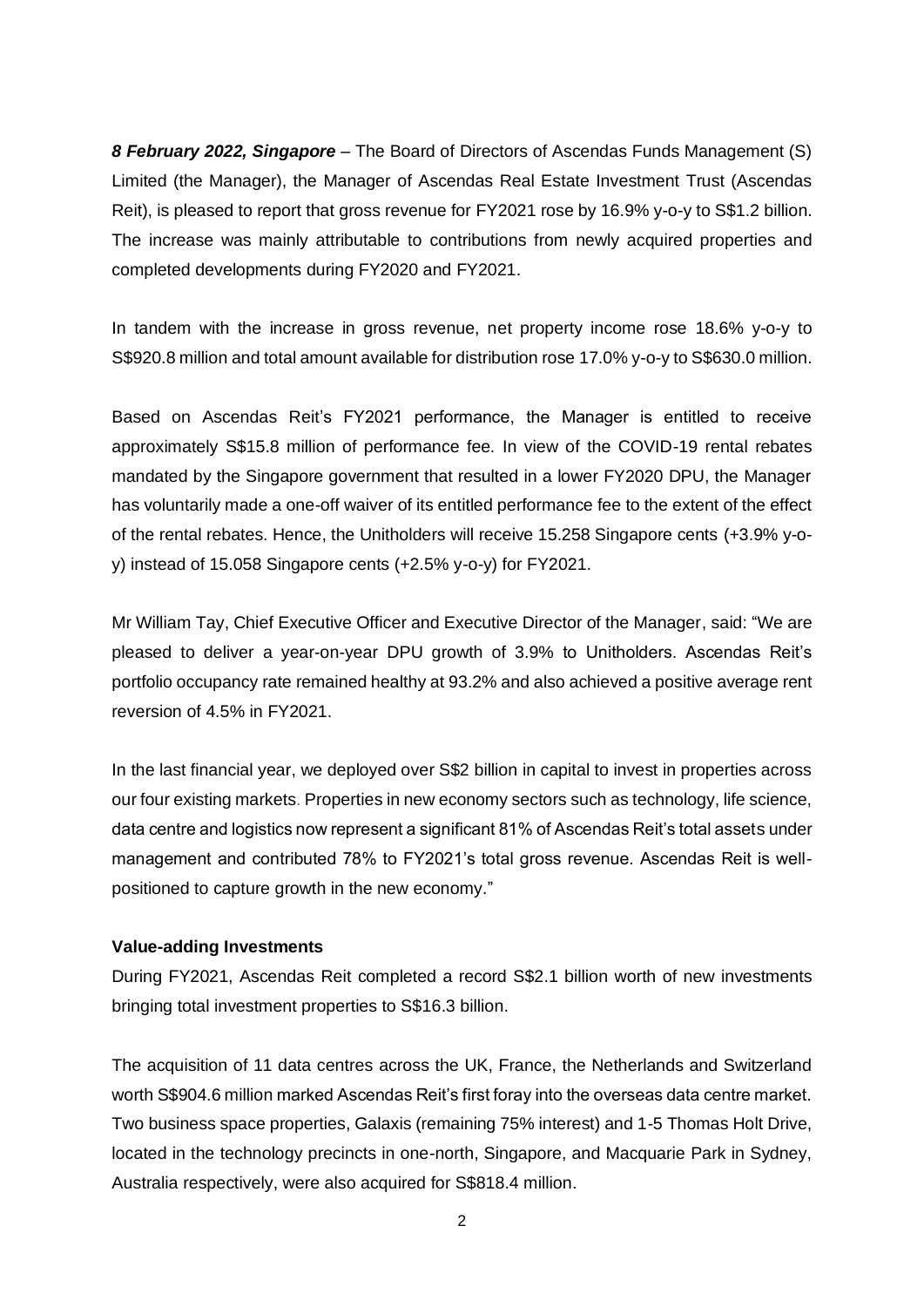***8 February 2022, Singapore*** – The Board of Directors of Ascendas Funds Management (S) Limited (the Manager), the Manager of Ascendas Real Estate Investment Trust (Ascendas Reit), is pleased to report that gross revenue for FY2021 rose by 16.9% y-o-y to S$1.2 billion. The increase was mainly attributable to contributions from newly acquired properties and completed developments during FY2020 and FY2021.

In tandem with the increase in gross revenue, net property income rose 18.6% y-o-y to S$920.8 million and total amount available for distribution rose 17.0% y-o-y to S$630.0 million.

Based on Ascendas Reit's FY2021 performance, the Manager is entitled to receive approximately S$15.8 million of performance fee. In view of the COVID-19 rental rebates mandated by the Singapore government that resulted in a lower FY2020 DPU, the Manager has voluntarily made a one-off waiver of its entitled performance fee to the extent of the effect of the rental rebates. Hence, the Unitholders will receive 15.258 Singapore cents (+3.9% y-o-y) instead of 15.058 Singapore cents (+2.5% y-o-y) for FY2021.

Mr William Tay, Chief Executive Officer and Executive Director of the Manager, said: "We are pleased to deliver a year-on-year DPU growth of 3.9% to Unitholders. Ascendas Reit's portfolio occupancy rate remained healthy at 93.2% and also achieved a positive average rent reversion of 4.5% in FY2021.

In the last financial year, we deployed over S$2 billion in capital to invest in properties across our four existing markets. Properties in new economy sectors such as technology, life science, data centre and logistics now represent a significant 81% of Ascendas Reit's total assets under management and contributed 78% to FY2021's total gross revenue. Ascendas Reit is well-positioned to capture growth in the new economy."

**Value-adding Investments**

During FY2021, Ascendas Reit completed a record S$2.1 billion worth of new investments bringing total investment properties to S$16.3 billion.

The acquisition of 11 data centres across the UK, France, the Netherlands and Switzerland worth S$904.6 million marked Ascendas Reit's first foray into the overseas data centre market. Two business space properties, Galaxis (remaining 75% interest) and 1-5 Thomas Holt Drive, located in the technology precincts in one-north, Singapore, and Macquarie Park in Sydney, Australia respectively, were also acquired for S$818.4 million.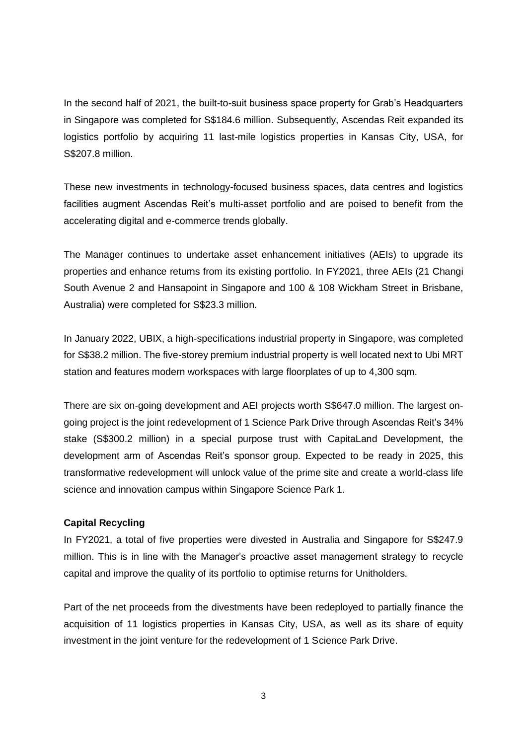In the second half of 2021, the built-to-suit business space property for Grab's Headquarters in Singapore was completed for S$184.6 million. Subsequently, Ascendas Reit expanded its logistics portfolio by acquiring 11 last-mile logistics properties in Kansas City, USA, for S$207.8 million.

These new investments in technology-focused business spaces, data centres and logistics facilities augment Ascendas Reit's multi-asset portfolio and are poised to benefit from the accelerating digital and e-commerce trends globally.

The Manager continues to undertake asset enhancement initiatives (AEIs) to upgrade its properties and enhance returns from its existing portfolio. In FY2021, three AEIs (21 Changi South Avenue 2 and Hansapoint in Singapore and 100 & 108 Wickham Street in Brisbane, Australia) were completed for S$23.3 million.

In January 2022, UBIX, a high-specifications industrial property in Singapore, was completed for S$38.2 million. The five-storey premium industrial property is well located next to Ubi MRT station and features modern workspaces with large floorplates of up to 4,300 sqm.

There are six on-going development and AEI projects worth S$647.0 million. The largest on-going project is the joint redevelopment of 1 Science Park Drive through Ascendas Reit's 34% stake (S$300.2 million) in a special purpose trust with CapitaLand Development, the development arm of Ascendas Reit's sponsor group. Expected to be ready in 2025, this transformative redevelopment will unlock value of the prime site and create a world-class life science and innovation campus within Singapore Science Park 1.

**Capital Recycling**

In FY2021, a total of five properties were divested in Australia and Singapore for S$247.9 million. This is in line with the Manager's proactive asset management strategy to recycle capital and improve the quality of its portfolio to optimise returns for Unitholders.

Part of the net proceeds from the divestments have been redeployed to partially finance the acquisition of 11 logistics properties in Kansas City, USA, as well as its share of equity investment in the joint venture for the redevelopment of 1 Science Park Drive.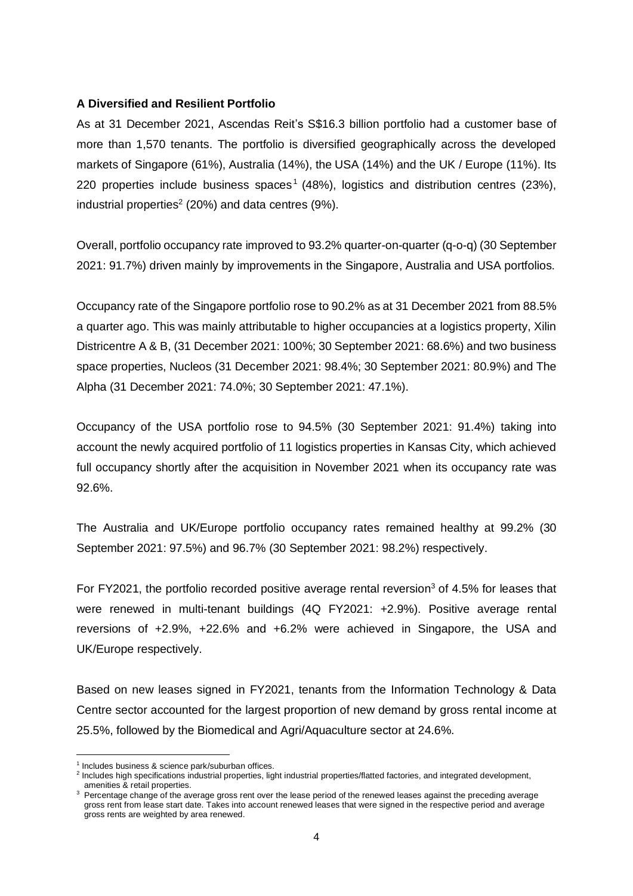**A Diversified and Resilient Portfolio**

As at 31 December 2021, Ascendas Reit's S$16.3 billion portfolio had a customer base of more than 1,570 tenants. The portfolio is diversified geographically across the developed markets of Singapore (61%), Australia (14%), the USA (14%) and the UK / Europe (11%). Its 220 properties include business spaces[1] (48%), logistics and distribution centres (23%), industrial properties[2] (20%) and data centres (9%).

Overall, portfolio occupancy rate improved to 93.2% quarter-on-quarter (q-o-q) (30 September 2021: 91.7%) driven mainly by improvements in the Singapore, Australia and USA portfolios.

Occupancy rate of the Singapore portfolio rose to 90.2% as at 31 December 2021 from 88.5% a quarter ago. This was mainly attributable to higher occupancies at a logistics property, Xilin Districentre A & B, (31 December 2021: 100%; 30 September 2021: 68.6%) and two business space properties, Nucleos (31 December 2021: 98.4%; 30 September 2021: 80.9%) and The Alpha (31 December 2021: 74.0%; 30 September 2021: 47.1%).

Occupancy of the USA portfolio rose to 94.5% (30 September 2021: 91.4%) taking into account the newly acquired portfolio of 11 logistics properties in Kansas City, which achieved full occupancy shortly after the acquisition in November 2021 when its occupancy rate was 92.6%.

The Australia and UK/Europe portfolio occupancy rates remained healthy at 99.2% (30 September 2021: 97.5%) and 96.7% (30 September 2021: 98.2%) respectively.

For FY2021, the portfolio recorded positive average rental reversion[3] of 4.5% for leases that were renewed in multi-tenant buildings (4Q FY2021: +2.9%). Positive average rental reversions of +2.9%, +22.6% and +6.2% were achieved in Singapore, the USA and UK/Europe respectively.

Based on new leases signed in FY2021, tenants from the Information Technology & Data Centre sector accounted for the largest proportion of new demand by gross rental income at 25.5%, followed by the Biomedical and Agri/Aquaculture sector at 24.6%.

---

[1] Includes business & science park/suburban offices.

[2] Includes high specifications industrial properties, light industrial properties/flatted factories, and integrated development, amenities & retail properties.

[3] Percentage change of the average gross rent over the lease period of the renewed leases against the preceding average gross rent from lease start date. Takes into account renewed leases that were signed in the respective period and average gross rents are weighted by area renewed.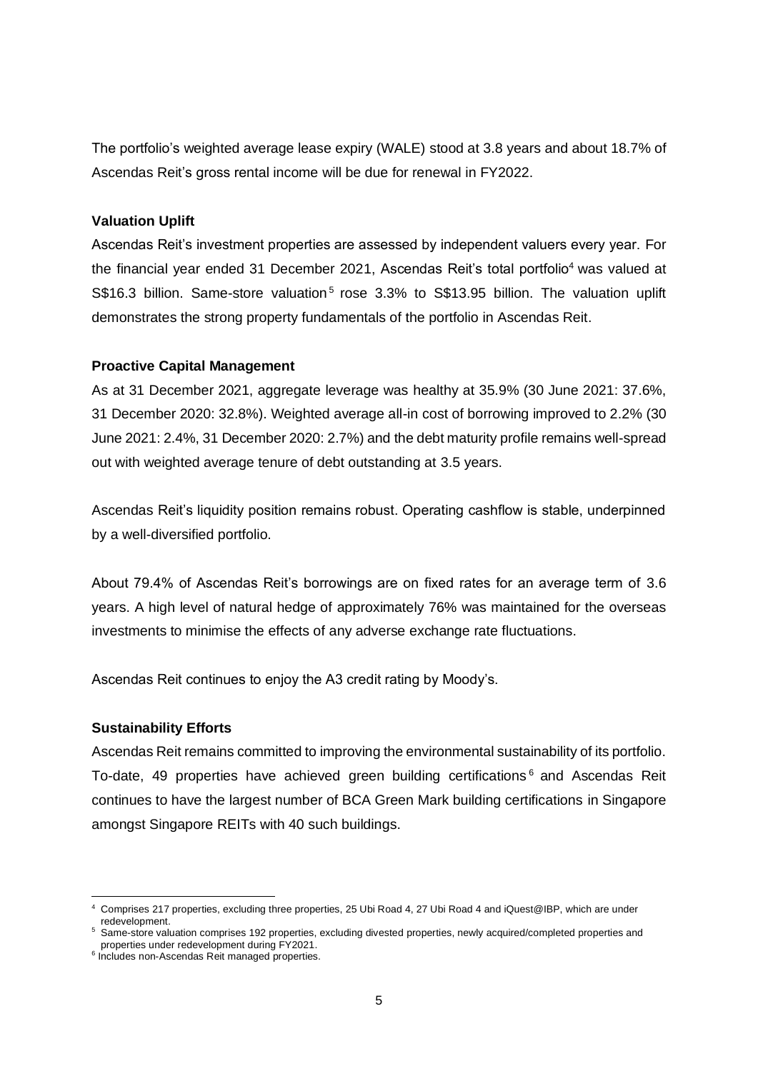The portfolio's weighted average lease expiry (WALE) stood at 3.8 years and about 18.7% of Ascendas Reit's gross rental income will be due for renewal in FY2022.

**Valuation Uplift**

Ascendas Reit's investment properties are assessed by independent valuers every year. For the financial year ended 31 December 2021, Ascendas Reit's total portfolio[4] was valued at S$16.3 billion. Same-store valuation[5] rose 3.3% to S$13.95 billion. The valuation uplift demonstrates the strong property fundamentals of the portfolio in Ascendas Reit.

**Proactive Capital Management**

As at 31 December 2021, aggregate leverage was healthy at 35.9% (30 June 2021: 37.6%, 31 December 2020: 32.8%). Weighted average all-in cost of borrowing improved to 2.2% (30 June 2021: 2.4%, 31 December 2020: 2.7%) and the debt maturity profile remains well-spread out with weighted average tenure of debt outstanding at 3.5 years.

Ascendas Reit's liquidity position remains robust. Operating cashflow is stable, underpinned by a well-diversified portfolio.

About 79.4% of Ascendas Reit's borrowings are on fixed rates for an average term of 3.6 years. A high level of natural hedge of approximately 76% was maintained for the overseas investments to minimise the effects of any adverse exchange rate fluctuations.

Ascendas Reit continues to enjoy the A3 credit rating by Moody's.

**Sustainability Efforts**

Ascendas Reit remains committed to improving the environmental sustainability of its portfolio. To-date, 49 properties have achieved green building certifications[6] and Ascendas Reit continues to have the largest number of BCA Green Mark building certifications in Singapore amongst Singapore REITs with 40 such buildings.

---

[4] Comprises 217 properties, excluding three properties, 25 Ubi Road 4, 27 Ubi Road 4 and iQuest@IBP, which are under redevelopment.

[5] Same-store valuation comprises 192 properties, excluding divested properties, newly acquired/completed properties and properties under redevelopment during FY2021.

[6] Includes non-Ascendas Reit managed properties.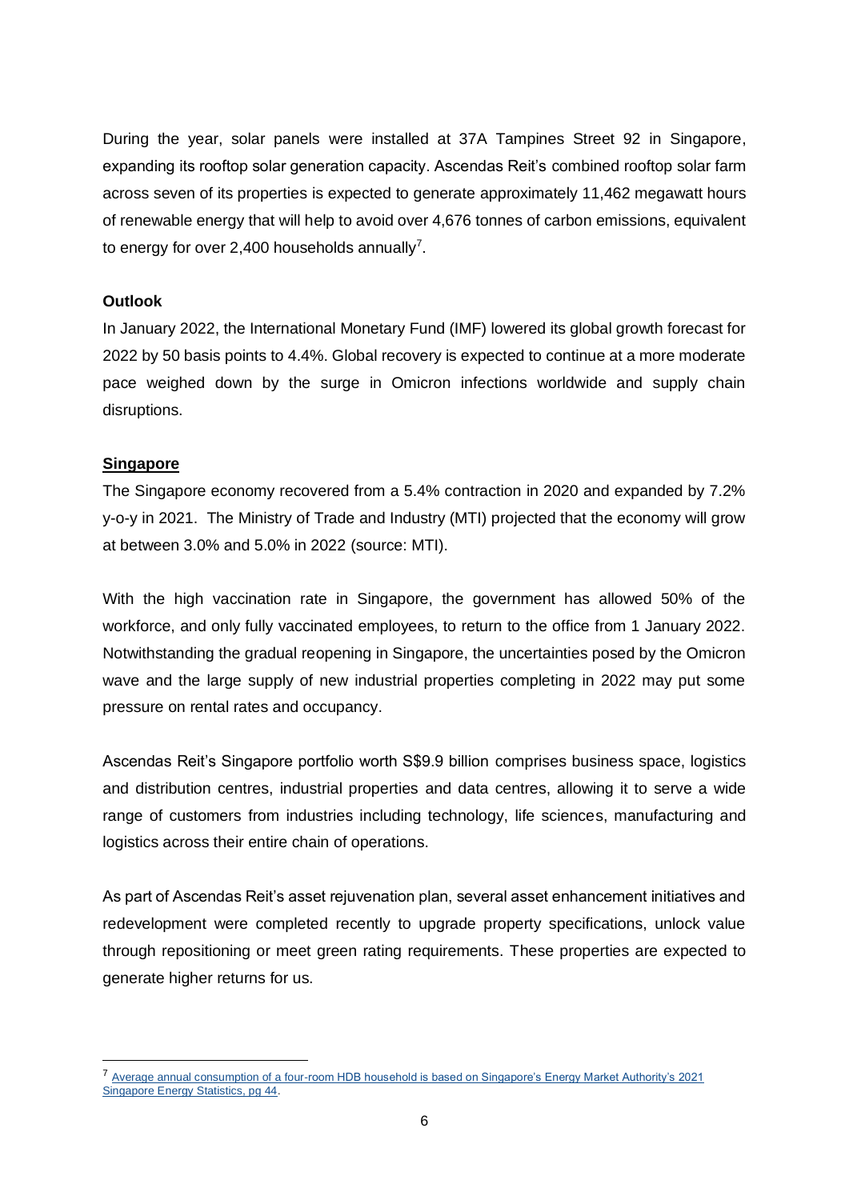During the year, solar panels were installed at 37A Tampines Street 92 in Singapore, expanding its rooftop solar generation capacity. Ascendas Reit's combined rooftop solar farm across seven of its properties is expected to generate approximately 11,462 megawatt hours of renewable energy that will help to avoid over 4,676 tonnes of carbon emissions, equivalent to energy for over 2,400 households annually[7].

**Outlook**

In January 2022, the International Monetary Fund (IMF) lowered its global growth forecast for 2022 by 50 basis points to 4.4%. Global recovery is expected to continue at a more moderate pace weighed down by the surge in Omicron infections worldwide and supply chain disruptions.

**Singapore**

The Singapore economy recovered from a 5.4% contraction in 2020 and expanded by 7.2% y-o-y in 2021. The Ministry of Trade and Industry (MTI) projected that the economy will grow at between 3.0% and 5.0% in 2022 (source: MTI).

With the high vaccination rate in Singapore, the government has allowed 50% of the workforce, and only fully vaccinated employees, to return to the office from 1 January 2022. Notwithstanding the gradual reopening in Singapore, the uncertainties posed by the Omicron wave and the large supply of new industrial properties completing in 2022 may put some pressure on rental rates and occupancy.

Ascendas Reit's Singapore portfolio worth S$9.9 billion comprises business space, logistics and distribution centres, industrial properties and data centres, allowing it to serve a wide range of customers from industries including technology, life sciences, manufacturing and logistics across their entire chain of operations.

As part of Ascendas Reit's asset rejuvenation plan, several asset enhancement initiatives and redevelopment were completed recently to upgrade property specifications, unlock value through repositioning or meet green rating requirements. These properties are expected to generate higher returns for us.

---

[7] Average annual consumption of a four-room HDB household is based on Singapore's Energy Market Authority's 2021 Singapore Energy Statistics, pg 44.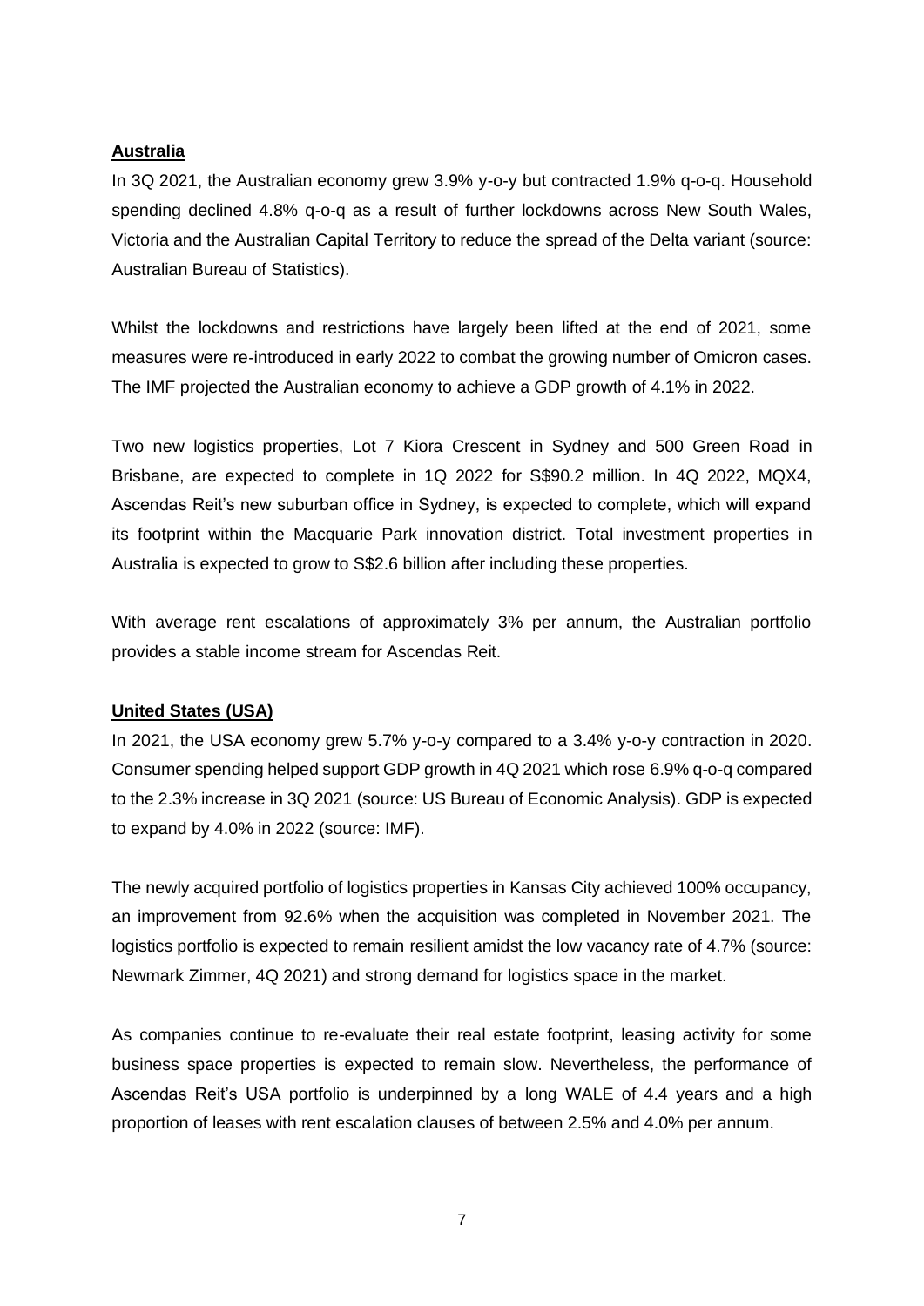**Australia**

In 3Q 2021, the Australian economy grew 3.9% y-o-y but contracted 1.9% q-o-q. Household spending declined 4.8% q-o-q as a result of further lockdowns across New South Wales, Victoria and the Australian Capital Territory to reduce the spread of the Delta variant (source: Australian Bureau of Statistics).

Whilst the lockdowns and restrictions have largely been lifted at the end of 2021, some measures were re-introduced in early 2022 to combat the growing number of Omicron cases. The IMF projected the Australian economy to achieve a GDP growth of 4.1% in 2022.

Two new logistics properties, Lot 7 Kiora Crescent in Sydney and 500 Green Road in Brisbane, are expected to complete in 1Q 2022 for S$90.2 million. In 4Q 2022, MQX4, Ascendas Reit's new suburban office in Sydney, is expected to complete, which will expand its footprint within the Macquarie Park innovation district. Total investment properties in Australia is expected to grow to S$2.6 billion after including these properties.

With average rent escalations of approximately 3% per annum, the Australian portfolio provides a stable income stream for Ascendas Reit.

**United States (USA)**

In 2021, the USA economy grew 5.7% y-o-y compared to a 3.4% y-o-y contraction in 2020. Consumer spending helped support GDP growth in 4Q 2021 which rose 6.9% q-o-q compared to the 2.3% increase in 3Q 2021 (source: US Bureau of Economic Analysis). GDP is expected to expand by 4.0% in 2022 (source: IMF).

The newly acquired portfolio of logistics properties in Kansas City achieved 100% occupancy, an improvement from 92.6% when the acquisition was completed in November 2021. The logistics portfolio is expected to remain resilient amidst the low vacancy rate of 4.7% (source: Newmark Zimmer, 4Q 2021) and strong demand for logistics space in the market.

As companies continue to re-evaluate their real estate footprint, leasing activity for some business space properties is expected to remain slow. Nevertheless, the performance of Ascendas Reit's USA portfolio is underpinned by a long WALE of 4.4 years and a high proportion of leases with rent escalation clauses of between 2.5% and 4.0% per annum.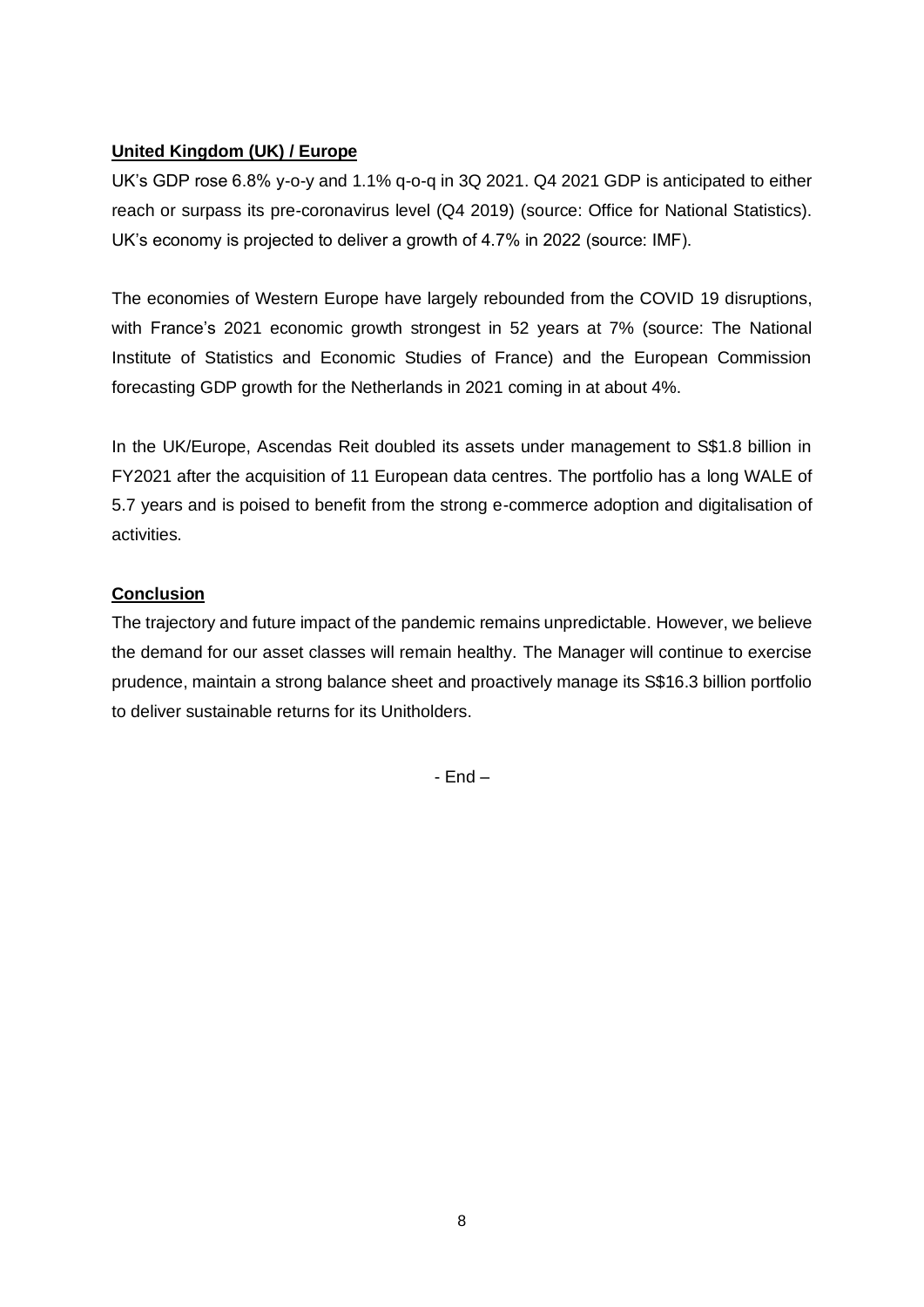**United Kingdom (UK) / Europe**

UK's GDP rose 6.8% y-o-y and 1.1% q-o-q in 3Q 2021. Q4 2021 GDP is anticipated to either reach or surpass its pre-coronavirus level (Q4 2019) (source: Office for National Statistics). UK's economy is projected to deliver a growth of 4.7% in 2022 (source: IMF).

The economies of Western Europe have largely rebounded from the COVID 19 disruptions, with France's 2021 economic growth strongest in 52 years at 7% (source: The National Institute of Statistics and Economic Studies of France) and the European Commission forecasting GDP growth for the Netherlands in 2021 coming in at about 4%.

In the UK/Europe, Ascendas Reit doubled its assets under management to S$1.8 billion in FY2021 after the acquisition of 11 European data centres. The portfolio has a long WALE of 5.7 years and is poised to benefit from the strong e-commerce adoption and digitalisation of activities.

**Conclusion**

The trajectory and future impact of the pandemic remains unpredictable. However, we believe the demand for our asset classes will remain healthy. The Manager will continue to exercise prudence, maintain a strong balance sheet and proactively manage its S$16.3 billion portfolio to deliver sustainable returns for its Unitholders.

- End –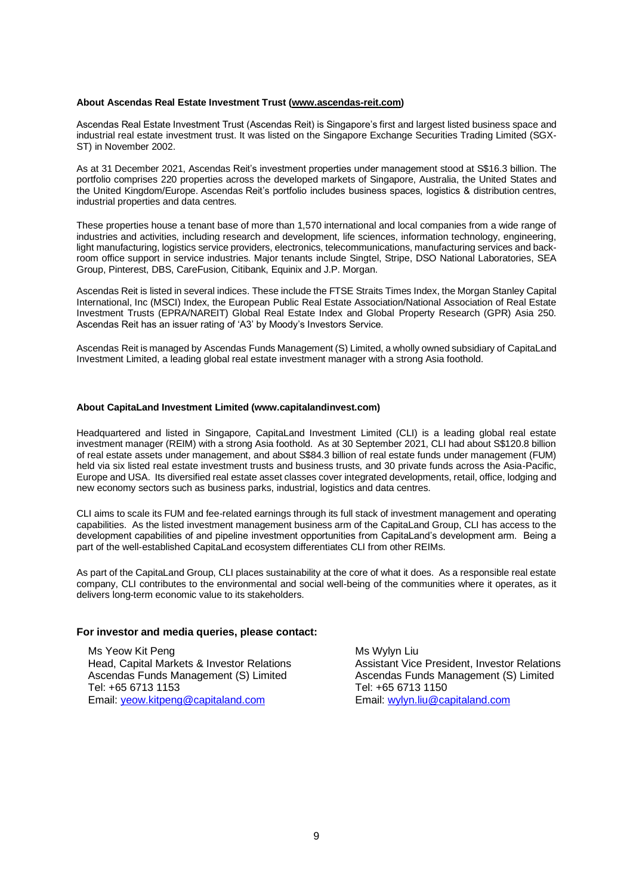**About Ascendas Real Estate Investment Trust ([www.ascendas-reit.com](http://www.ascendas-reit.com))**

Ascendas Real Estate Investment Trust (Ascendas Reit) is Singapore's first and largest listed business space and industrial real estate investment trust. It was listed on the Singapore Exchange Securities Trading Limited (SGX-ST) in November 2002.

As at 31 December 2021, Ascendas Reit's investment properties under management stood at S$16.3 billion. The portfolio comprises 220 properties across the developed markets of Singapore, Australia, the United States and the United Kingdom/Europe. Ascendas Reit's portfolio includes business spaces, logistics & distribution centres, industrial properties and data centres.

These properties house a tenant base of more than 1,570 international and local companies from a wide range of industries and activities, including research and development, life sciences, information technology, engineering, light manufacturing, logistics service providers, electronics, telecommunications, manufacturing services and back-room office support in service industries. Major tenants include Singtel, Stripe, DSO National Laboratories, SEA Group, Pinterest, DBS, CareFusion, Citibank, Equinix and J.P. Morgan.

Ascendas Reit is listed in several indices. These include the FTSE Straits Times Index, the Morgan Stanley Capital International, Inc (MSCI) Index, the European Public Real Estate Association/National Association of Real Estate Investment Trusts (EPRA/NAREIT) Global Real Estate Index and Global Property Research (GPR) Asia 250. Ascendas Reit has an issuer rating of 'A3' by Moody's Investors Service.

Ascendas Reit is managed by Ascendas Funds Management (S) Limited, a wholly owned subsidiary of CapitaLand Investment Limited, a leading global real estate investment manager with a strong Asia foothold.

**About CapitaLand Investment Limited (www.capitalandinvest.com)**

Headquartered and listed in Singapore, CapitaLand Investment Limited (CLI) is a leading global real estate investment manager (REIM) with a strong Asia foothold. As at 30 September 2021, CLI had about S$120.8 billion of real estate assets under management, and about S$84.3 billion of real estate funds under management (FUM) held via six listed real estate investment trusts and business trusts, and 30 private funds across the Asia-Pacific, Europe and USA. Its diversified real estate asset classes cover integrated developments, retail, office, lodging and new economy sectors such as business parks, industrial, logistics and data centres.

CLI aims to scale its FUM and fee-related earnings through its full stack of investment management and operating capabilities. As the listed investment management business arm of the CapitaLand Group, CLI has access to the development capabilities of and pipeline investment opportunities from CapitaLand's development arm. Being a part of the well-established CapitaLand ecosystem differentiates CLI from other REIMs.

As part of the CapitaLand Group, CLI places sustainability at the core of what it does. As a responsible real estate company, CLI contributes to the environmental and social well-being of the communities where it operates, as it delivers long-term economic value to its stakeholders.

**For investor and media queries, please contact:**

Ms Yeow Kit Peng
Head, Capital Markets & Investor Relations
Ascendas Funds Management (S) Limited
Tel: +65 6713 1153
Email: [yeow.kitpeng@capitaland.com](mailto:yeow.kitpeng@capitaland.com)

Ms Wylyn Liu
Assistant Vice President, Investor Relations
Ascendas Funds Management (S) Limited
Tel: +65 6713 1150
Email: [wylyn.liu@capitaland.com](mailto:wylyn.liu@capitaland.com)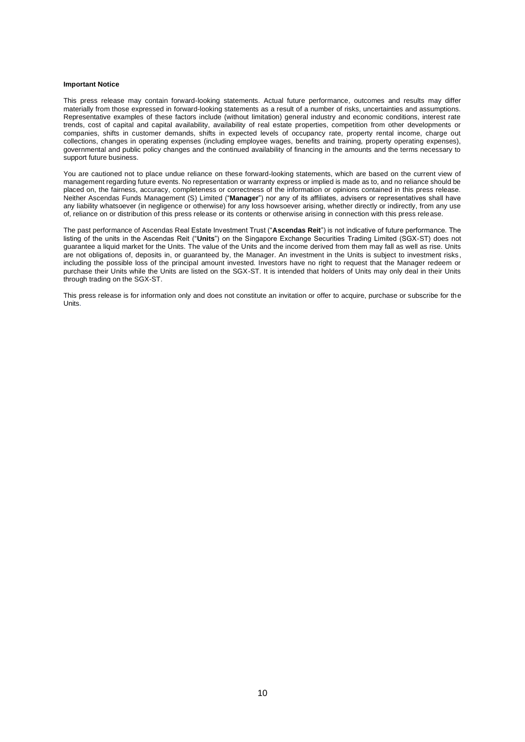**Important Notice**

This press release may contain forward-looking statements. Actual future performance, outcomes and results may differ materially from those expressed in forward-looking statements as a result of a number of risks, uncertainties and assumptions. Representative examples of these factors include (without limitation) general industry and economic conditions, interest rate trends, cost of capital and capital availability, availability of real estate properties, competition from other developments or companies, shifts in customer demands, shifts in expected levels of occupancy rate, property rental income, charge out collections, changes in operating expenses (including employee wages, benefits and training, property operating expenses), governmental and public policy changes and the continued availability of financing in the amounts and the terms necessary to support future business.

You are cautioned not to place undue reliance on these forward-looking statements, which are based on the current view of management regarding future events. No representation or warranty express or implied is made as to, and no reliance should be placed on, the fairness, accuracy, completeness or correctness of the information or opinions contained in this press release. Neither Ascendas Funds Management (S) Limited ("**Manager**") nor any of its affiliates, advisers or representatives shall have any liability whatsoever (in negligence or otherwise) for any loss howsoever arising, whether directly or indirectly, from any use of, reliance on or distribution of this press release or its contents or otherwise arising in connection with this press release.

The past performance of Ascendas Real Estate Investment Trust ("**Ascendas Reit**") is not indicative of future performance. The listing of the units in the Ascendas Reit ("**Units**") on the Singapore Exchange Securities Trading Limited (SGX-ST) does not guarantee a liquid market for the Units. The value of the Units and the income derived from them may fall as well as rise. Units are not obligations of, deposits in, or guaranteed by, the Manager. An investment in the Units is subject to investment risks, including the possible loss of the principal amount invested. Investors have no right to request that the Manager redeem or purchase their Units while the Units are listed on the SGX-ST. It is intended that holders of Units may only deal in their Units through trading on the SGX-ST.

This press release is for information only and does not constitute an invitation or offer to acquire, purchase or subscribe for the Units.